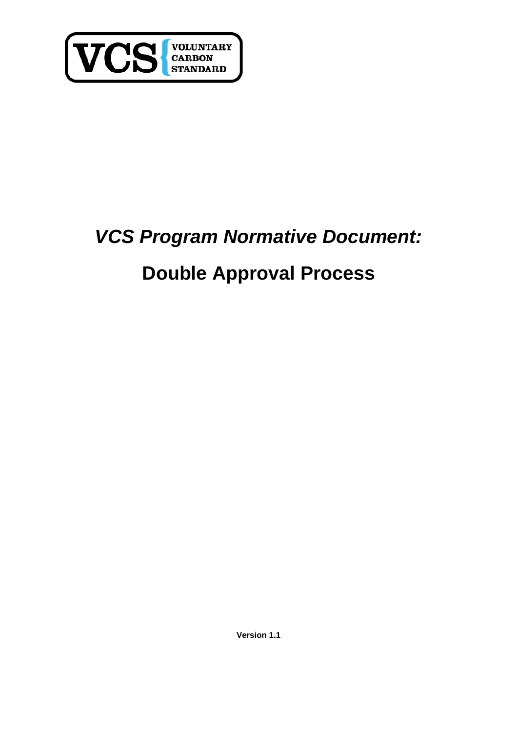VCS VOLUNTARY CARBON STANDARD

# *VCS Program Normative Document:*

# Double Approval Process

**Version 1.1**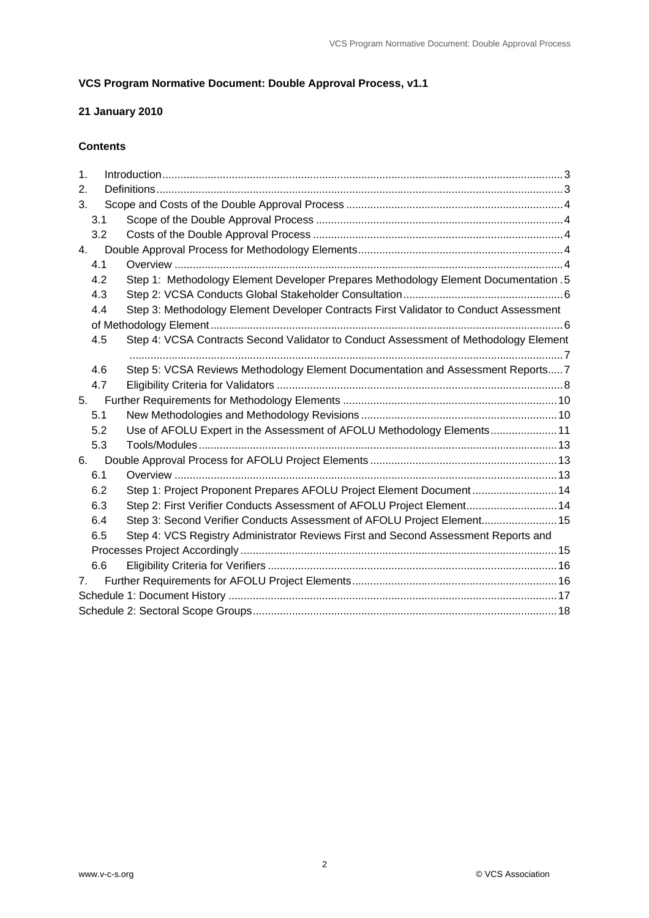**VCS Program Normative Document: Double Approval Process, v1.1**

**21 January 2010**

**Contents**

1. Introduction ... 3
2. Definitions ... 3
3. Scope and Costs of the Double Approval Process ... 4
   - 3.1 Scope of the Double Approval Process ... 4
   - 3.2 Costs of the Double Approval Process ... 4
4. Double Approval Process for Methodology Elements ... 4
   - 4.1 Overview ... 4
   - 4.2 Step 1: Methodology Element Developer Prepares Methodology Element Documentation ... 5
   - 4.3 Step 2: VCSA Conducts Global Stakeholder Consultation ... 6
   - 4.4 Step 3: Methodology Element Developer Contracts First Validator to Conduct Assessment of Methodology Element ... 6
   - 4.5 Step 4: VCSA Contracts Second Validator to Conduct Assessment of Methodology Element ... 7
   - 4.6 Step 5: VCSA Reviews Methodology Element Documentation and Assessment Reports ... 7
   - 4.7 Eligibility Criteria for Validators ... 8
5. Further Requirements for Methodology Elements ... 10
   - 5.1 New Methodologies and Methodology Revisions ... 10
   - 5.2 Use of AFOLU Expert in the Assessment of AFOLU Methodology Elements ... 11
   - 5.3 Tools/Modules ... 13
6. Double Approval Process for AFOLU Project Elements ... 13
   - 6.1 Overview ... 13
   - 6.2 Step 1: Project Proponent Prepares AFOLU Project Element Document ... 14
   - 6.3 Step 2: First Verifier Conducts Assessment of AFOLU Project Element ... 14
   - 6.4 Step 3: Second Verifier Conducts Assessment of AFOLU Project Element ... 15
   - 6.5 Step 4: VCS Registry Administrator Reviews First and Second Assessment Reports and Processes Project Accordingly ... 15
   - 6.6 Eligibility Criteria for Verifiers ... 16
7. Further Requirements for AFOLU Project Elements ... 16

Schedule 1: Document History ... 17

Schedule 2: Sectoral Scope Groups ... 18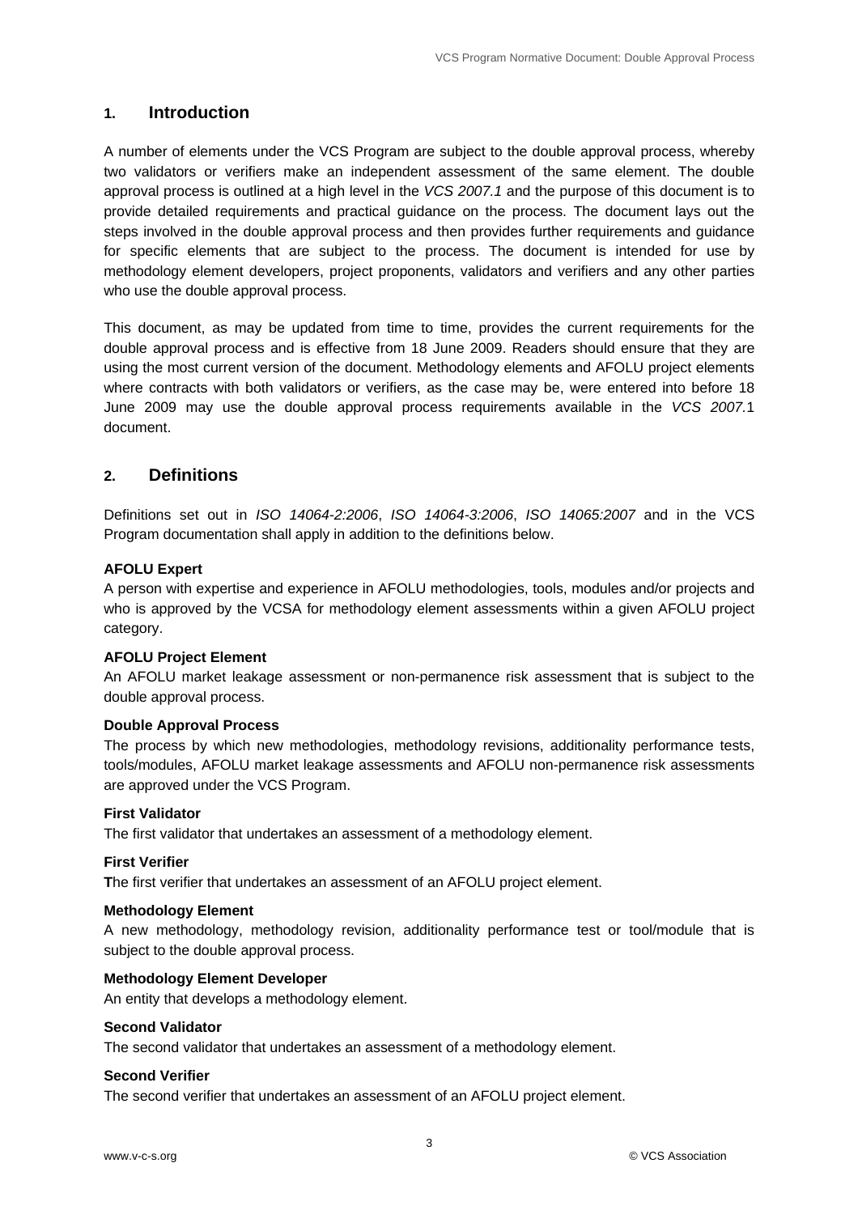## 1. Introduction

A number of elements under the VCS Program are subject to the double approval process, whereby two validators or verifiers make an independent assessment of the same element. The double approval process is outlined at a high level in the *VCS 2007.1* and the purpose of this document is to provide detailed requirements and practical guidance on the process. The document lays out the steps involved in the double approval process and then provides further requirements and guidance for specific elements that are subject to the process. The document is intended for use by methodology element developers, project proponents, validators and verifiers and any other parties who use the double approval process.

This document, as may be updated from time to time, provides the current requirements for the double approval process and is effective from 18 June 2009. Readers should ensure that they are using the most current version of the document. Methodology elements and AFOLU project elements where contracts with both validators or verifiers, as the case may be, were entered into before 18 June 2009 may use the double approval process requirements available in the *VCS 2007.*1 document.

## 2. Definitions

Definitions set out in *ISO 14064-2:2006*, *ISO 14064-3:2006*, *ISO 14065:2007* and in the VCS Program documentation shall apply in addition to the definitions below.

**AFOLU Expert**
A person with expertise and experience in AFOLU methodologies, tools, modules and/or projects and who is approved by the VCSA for methodology element assessments within a given AFOLU project category.

**AFOLU Project Element**
An AFOLU market leakage assessment or non-permanence risk assessment that is subject to the double approval process.

**Double Approval Process**
The process by which new methodologies, methodology revisions, additionality performance tests, tools/modules, AFOLU market leakage assessments and AFOLU non-permanence risk assessments are approved under the VCS Program.

**First Validator**
The first validator that undertakes an assessment of a methodology element.

**First Verifier**
**T**he first verifier that undertakes an assessment of an AFOLU project element.

**Methodology Element**
A new methodology, methodology revision, additionality performance test or tool/module that is subject to the double approval process.

**Methodology Element Developer**
An entity that develops a methodology element.

**Second Validator**
The second validator that undertakes an assessment of a methodology element.

**Second Verifier**
The second verifier that undertakes an assessment of an AFOLU project element.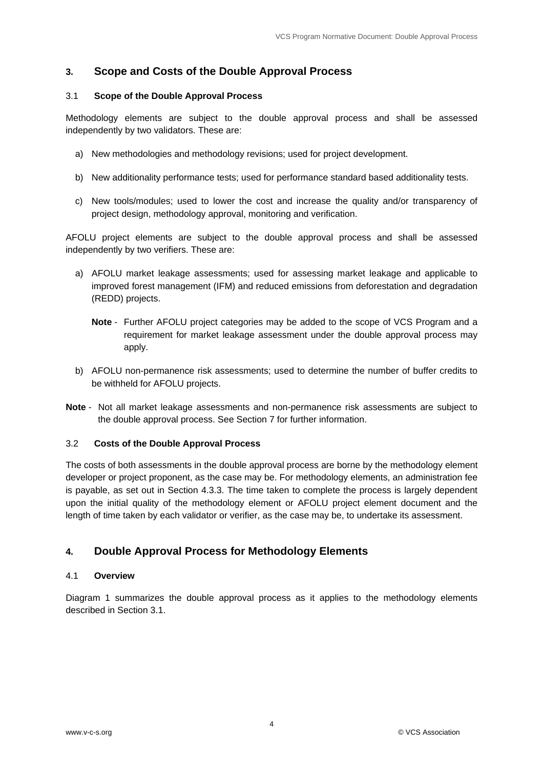## 3. Scope and Costs of the Double Approval Process

### 3.1 Scope of the Double Approval Process

Methodology elements are subject to the double approval process and shall be assessed independently by two validators. These are:

a) New methodologies and methodology revisions; used for project development.

b) New additionality performance tests; used for performance standard based additionality tests.

c) New tools/modules; used to lower the cost and increase the quality and/or transparency of project design, methodology approval, monitoring and verification.

AFOLU project elements are subject to the double approval process and shall be assessed independently by two verifiers. These are:

a) AFOLU market leakage assessments; used for assessing market leakage and applicable to improved forest management (IFM) and reduced emissions from deforestation and degradation (REDD) projects.

   **Note** - Further AFOLU project categories may be added to the scope of VCS Program and a requirement for market leakage assessment under the double approval process may apply.

b) AFOLU non-permanence risk assessments; used to determine the number of buffer credits to be withheld for AFOLU projects.

**Note** - Not all market leakage assessments and non-permanence risk assessments are subject to the double approval process. See Section 7 for further information.

### 3.2 Costs of the Double Approval Process

The costs of both assessments in the double approval process are borne by the methodology element developer or project proponent, as the case may be. For methodology elements, an administration fee is payable, as set out in Section 4.3.3. The time taken to complete the process is largely dependent upon the initial quality of the methodology element or AFOLU project element document and the length of time taken by each validator or verifier, as the case may be, to undertake its assessment.

## 4. Double Approval Process for Methodology Elements

### 4.1 Overview

Diagram 1 summarizes the double approval process as it applies to the methodology elements described in Section 3.1.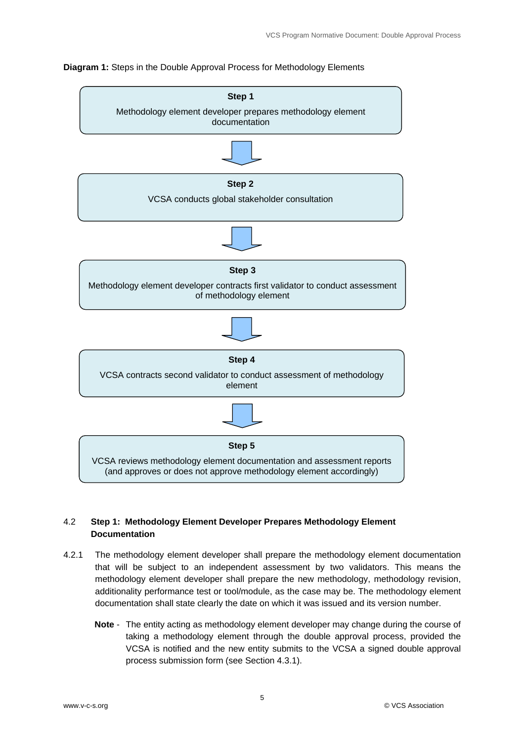**Diagram 1:** Steps in the Double Approval Process for Methodology Elements

**Step 1**

Methodology element developer prepares methodology element documentation

↓

**Step 2**

VCSA conducts global stakeholder consultation

↓

**Step 3**

Methodology element developer contracts first validator to conduct assessment of methodology element

↓

**Step 4**

VCSA contracts second validator to conduct assessment of methodology element

↓

**Step 5**

VCSA reviews methodology element documentation and assessment reports (and approves or does not approve methodology element accordingly)

## 4.2 Step 1: Methodology Element Developer Prepares Methodology Element Documentation

4.2.1 The methodology element developer shall prepare the methodology element documentation that will be subject to an independent assessment by two validators. This means the methodology element developer shall prepare the new methodology, methodology revision, additionality performance test or tool/module, as the case may be. The methodology element documentation shall state clearly the date on which it was issued and its version number.

**Note** - The entity acting as methodology element developer may change during the course of taking a methodology element through the double approval process, provided the VCSA is notified and the new entity submits to the VCSA a signed double approval process submission form (see Section 4.3.1).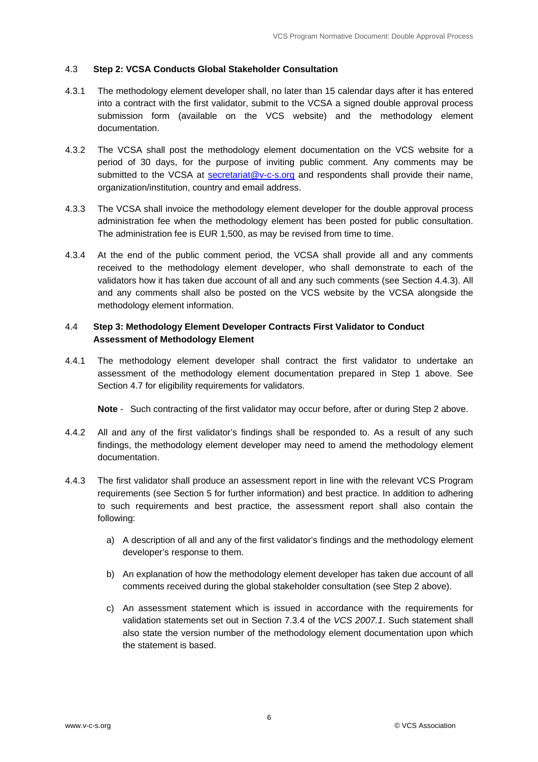### 4.3 Step 2: VCSA Conducts Global Stakeholder Consultation

4.3.1 The methodology element developer shall, no later than 15 calendar days after it has entered into a contract with the first validator, submit to the VCSA a signed double approval process submission form (available on the VCS website) and the methodology element documentation.

4.3.2 The VCSA shall post the methodology element documentation on the VCS website for a period of 30 days, for the purpose of inviting public comment. Any comments may be submitted to the VCSA at secretariat@v-c-s.org and respondents shall provide their name, organization/institution, country and email address.

4.3.3 The VCSA shall invoice the methodology element developer for the double approval process administration fee when the methodology element has been posted for public consultation. The administration fee is EUR 1,500, as may be revised from time to time.

4.3.4 At the end of the public comment period, the VCSA shall provide all and any comments received to the methodology element developer, who shall demonstrate to each of the validators how it has taken due account of all and any such comments (see Section 4.4.3). All and any comments shall also be posted on the VCS website by the VCSA alongside the methodology element information.

### 4.4 Step 3: Methodology Element Developer Contracts First Validator to Conduct Assessment of Methodology Element

4.4.1 The methodology element developer shall contract the first validator to undertake an assessment of the methodology element documentation prepared in Step 1 above. See Section 4.7 for eligibility requirements for validators.

**Note** - Such contracting of the first validator may occur before, after or during Step 2 above.

4.4.2 All and any of the first validator's findings shall be responded to. As a result of any such findings, the methodology element developer may need to amend the methodology element documentation.

4.4.3 The first validator shall produce an assessment report in line with the relevant VCS Program requirements (see Section 5 for further information) and best practice. In addition to adhering to such requirements and best practice, the assessment report shall also contain the following:

a) A description of all and any of the first validator's findings and the methodology element developer's response to them.

b) An explanation of how the methodology element developer has taken due account of all comments received during the global stakeholder consultation (see Step 2 above).

c) An assessment statement which is issued in accordance with the requirements for validation statements set out in Section 7.3.4 of the *VCS 2007.1*. Such statement shall also state the version number of the methodology element documentation upon which the statement is based.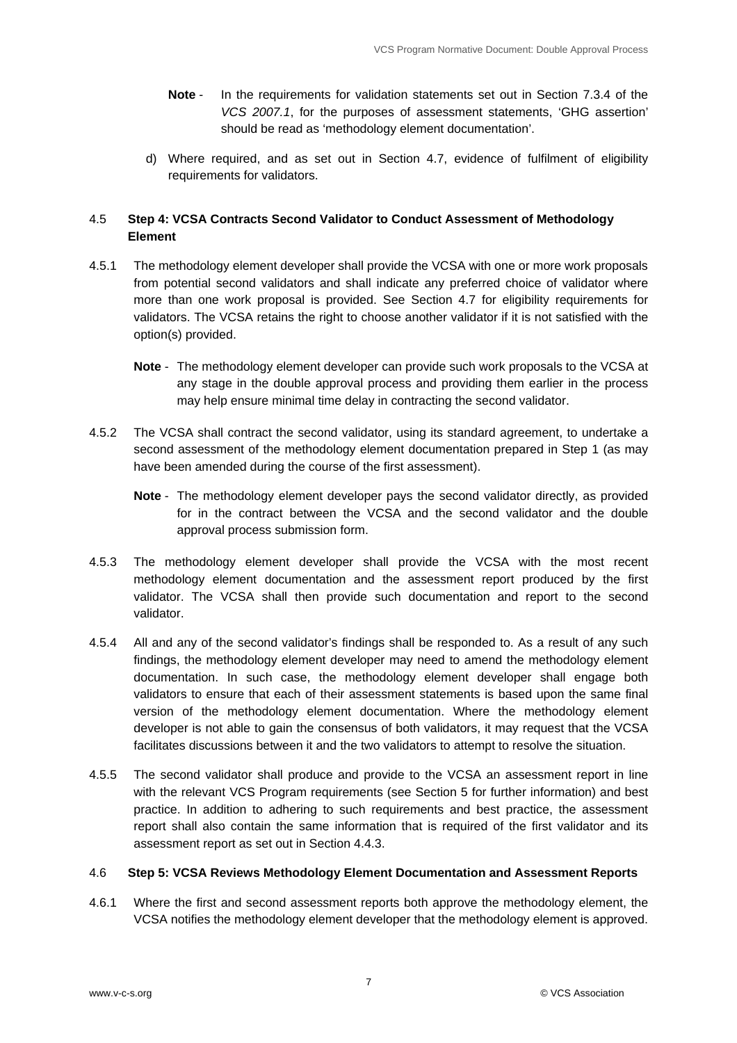**Note** - In the requirements for validation statements set out in Section 7.3.4 of the *VCS 2007.1*, for the purposes of assessment statements, 'GHG assertion' should be read as 'methodology element documentation'.

d) Where required, and as set out in Section 4.7, evidence of fulfilment of eligibility requirements for validators.

### 4.5 Step 4: VCSA Contracts Second Validator to Conduct Assessment of Methodology Element

4.5.1 The methodology element developer shall provide the VCSA with one or more work proposals from potential second validators and shall indicate any preferred choice of validator where more than one work proposal is provided. See Section 4.7 for eligibility requirements for validators. The VCSA retains the right to choose another validator if it is not satisfied with the option(s) provided.

**Note** - The methodology element developer can provide such work proposals to the VCSA at any stage in the double approval process and providing them earlier in the process may help ensure minimal time delay in contracting the second validator.

4.5.2 The VCSA shall contract the second validator, using its standard agreement, to undertake a second assessment of the methodology element documentation prepared in Step 1 (as may have been amended during the course of the first assessment).

**Note** - The methodology element developer pays the second validator directly, as provided for in the contract between the VCSA and the second validator and the double approval process submission form.

4.5.3 The methodology element developer shall provide the VCSA with the most recent methodology element documentation and the assessment report produced by the first validator. The VCSA shall then provide such documentation and report to the second validator.

4.5.4 All and any of the second validator's findings shall be responded to. As a result of any such findings, the methodology element developer may need to amend the methodology element documentation. In such case, the methodology element developer shall engage both validators to ensure that each of their assessment statements is based upon the same final version of the methodology element documentation. Where the methodology element developer is not able to gain the consensus of both validators, it may request that the VCSA facilitates discussions between it and the two validators to attempt to resolve the situation.

4.5.5 The second validator shall produce and provide to the VCSA an assessment report in line with the relevant VCS Program requirements (see Section 5 for further information) and best practice. In addition to adhering to such requirements and best practice, the assessment report shall also contain the same information that is required of the first validator and its assessment report as set out in Section 4.4.3.

### 4.6 Step 5: VCSA Reviews Methodology Element Documentation and Assessment Reports

4.6.1 Where the first and second assessment reports both approve the methodology element, the VCSA notifies the methodology element developer that the methodology element is approved.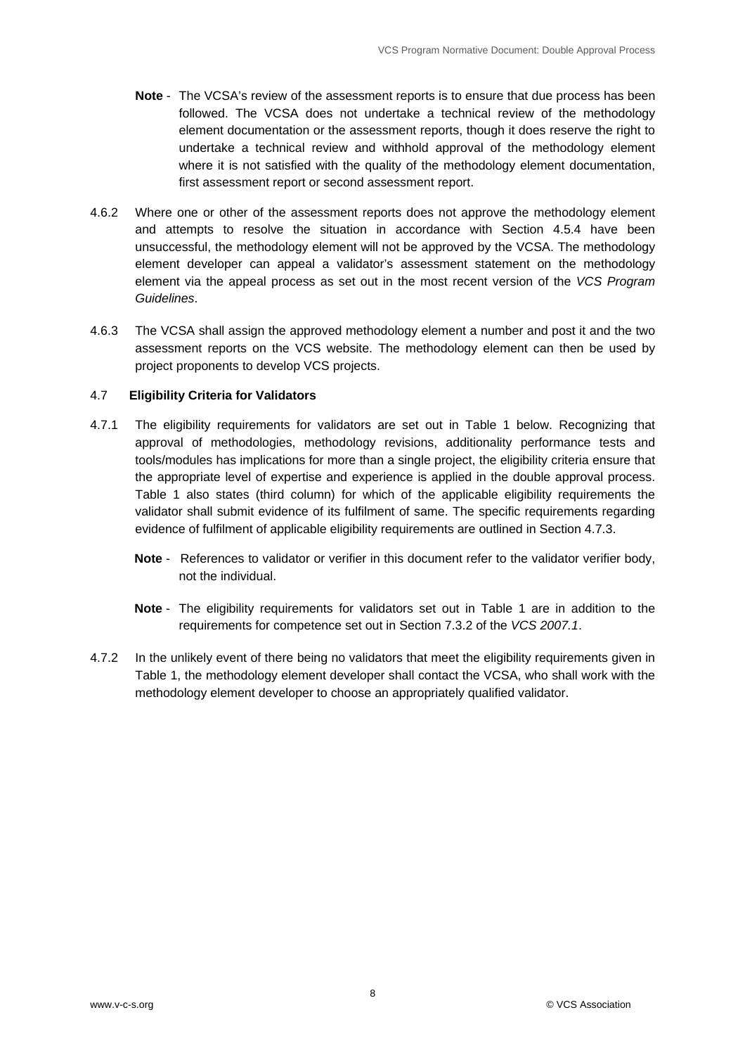**Note** - The VCSA's review of the assessment reports is to ensure that due process has been followed. The VCSA does not undertake a technical review of the methodology element documentation or the assessment reports, though it does reserve the right to undertake a technical review and withhold approval of the methodology element where it is not satisfied with the quality of the methodology element documentation, first assessment report or second assessment report.

4.6.2 Where one or other of the assessment reports does not approve the methodology element and attempts to resolve the situation in accordance with Section 4.5.4 have been unsuccessful, the methodology element will not be approved by the VCSA. The methodology element developer can appeal a validator's assessment statement on the methodology element via the appeal process as set out in the most recent version of the *VCS Program Guidelines*.

4.6.3 The VCSA shall assign the approved methodology element a number and post it and the two assessment reports on the VCS website. The methodology element can then be used by project proponents to develop VCS projects.

### 4.7 Eligibility Criteria for Validators

4.7.1 The eligibility requirements for validators are set out in Table 1 below. Recognizing that approval of methodologies, methodology revisions, additionality performance tests and tools/modules has implications for more than a single project, the eligibility criteria ensure that the appropriate level of expertise and experience is applied in the double approval process. Table 1 also states (third column) for which of the applicable eligibility requirements the validator shall submit evidence of its fulfilment of same. The specific requirements regarding evidence of fulfilment of applicable eligibility requirements are outlined in Section 4.7.3.

**Note** - References to validator or verifier in this document refer to the validator verifier body, not the individual.

**Note** - The eligibility requirements for validators set out in Table 1 are in addition to the requirements for competence set out in Section 7.3.2 of the *VCS 2007.1*.

4.7.2 In the unlikely event of there being no validators that meet the eligibility requirements given in Table 1, the methodology element developer shall contact the VCSA, who shall work with the methodology element developer to choose an appropriately qualified validator.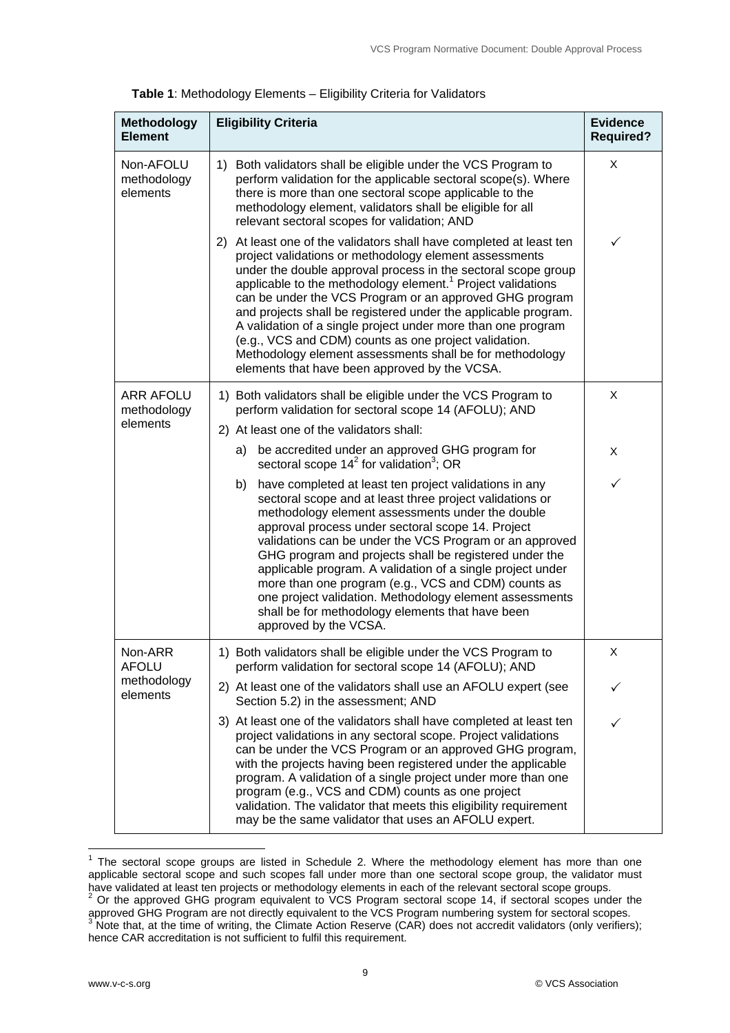**Table 1**: Methodology Elements – Eligibility Criteria for Validators

| Methodology Element | Eligibility Criteria | Evidence Required? |
|---|---|---|
| Non-AFOLU methodology elements | 1) Both validators shall be eligible under the VCS Program to perform validation for the applicable sectoral scope(s). Where there is more than one sectoral scope applicable to the methodology element, validators shall be eligible for all relevant sectoral scopes for validation; AND | X |
| | 2) At least one of the validators shall have completed at least ten project validations or methodology element assessments under the double approval process in the sectoral scope group applicable to the methodology element.[1] Project validations can be under the VCS Program or an approved GHG program and projects shall be registered under the applicable program. A validation of a single project under more than one program (e.g., VCS and CDM) counts as one project validation. Methodology element assessments shall be for methodology elements that have been approved by the VCSA. | ✓ |
| ARR AFOLU methodology elements | 1) Both validators shall be eligible under the VCS Program to perform validation for sectoral scope 14 (AFOLU); AND | X |
| | 2) At least one of the validators shall: | |
| | a) be accredited under an approved GHG program for sectoral scope 14[2] for validation[3]; OR | X |
| | b) have completed at least ten project validations in any sectoral scope and at least three project validations or methodology element assessments under the double approval process under sectoral scope 14. Project validations can be under the VCS Program or an approved GHG program and projects shall be registered under the applicable program. A validation of a single project under more than one program (e.g., VCS and CDM) counts as one project validation. Methodology element assessments shall be for methodology elements that have been approved by the VCSA. | ✓ |
| Non-ARR AFOLU methodology elements | 1) Both validators shall be eligible under the VCS Program to perform validation for sectoral scope 14 (AFOLU); AND | X |
| | 2) At least one of the validators shall use an AFOLU expert (see Section 5.2) in the assessment; AND | ✓ |
| | 3) At least one of the validators shall have completed at least ten project validations in any sectoral scope. Project validations can be under the VCS Program or an approved GHG program, with the projects having been registered under the applicable program. A validation of a single project under more than one program (e.g., VCS and CDM) counts as one project validation. The validator that meets this eligibility requirement may be the same validator that uses an AFOLU expert. | ✓ |

[1] The sectoral scope groups are listed in Schedule 2. Where the methodology element has more than one applicable sectoral scope and such scopes fall under more than one sectoral scope group, the validator must have validated at least ten projects or methodology elements in each of the relevant sectoral scope groups.

[2] Or the approved GHG program equivalent to VCS Program sectoral scope 14, if sectoral scopes under the approved GHG Program are not directly equivalent to the VCS Program numbering system for sectoral scopes.

[3] Note that, at the time of writing, the Climate Action Reserve (CAR) does not accredit validators (only verifiers); hence CAR accreditation is not sufficient to fulfil this requirement.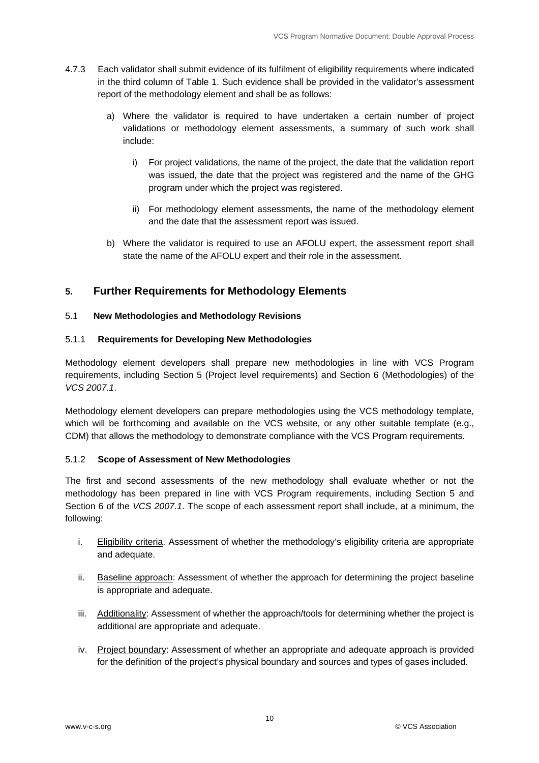4.7.3 Each validator shall submit evidence of its fulfilment of eligibility requirements where indicated in the third column of Table 1. Such evidence shall be provided in the validator's assessment report of the methodology element and shall be as follows:

a) Where the validator is required to have undertaken a certain number of project validations or methodology element assessments, a summary of such work shall include:

   i) For project validations, the name of the project, the date that the validation report was issued, the date that the project was registered and the name of the GHG program under which the project was registered.

   ii) For methodology element assessments, the name of the methodology element and the date that the assessment report was issued.

b) Where the validator is required to use an AFOLU expert, the assessment report shall state the name of the AFOLU expert and their role in the assessment.

## 5. Further Requirements for Methodology Elements

### 5.1 New Methodologies and Methodology Revisions

#### 5.1.1 Requirements for Developing New Methodologies

Methodology element developers shall prepare new methodologies in line with VCS Program requirements, including Section 5 (Project level requirements) and Section 6 (Methodologies) of the *VCS 2007.1*.

Methodology element developers can prepare methodologies using the VCS methodology template, which will be forthcoming and available on the VCS website, or any other suitable template (e.g., CDM) that allows the methodology to demonstrate compliance with the VCS Program requirements.

#### 5.1.2 Scope of Assessment of New Methodologies

The first and second assessments of the new methodology shall evaluate whether or not the methodology has been prepared in line with VCS Program requirements, including Section 5 and Section 6 of the *VCS 2007.1*. The scope of each assessment report shall include, at a minimum, the following:

i. Eligibility criteria. Assessment of whether the methodology's eligibility criteria are appropriate and adequate.

ii. Baseline approach: Assessment of whether the approach for determining the project baseline is appropriate and adequate.

iii. Additionality: Assessment of whether the approach/tools for determining whether the project is additional are appropriate and adequate.

iv. Project boundary: Assessment of whether an appropriate and adequate approach is provided for the definition of the project's physical boundary and sources and types of gases included.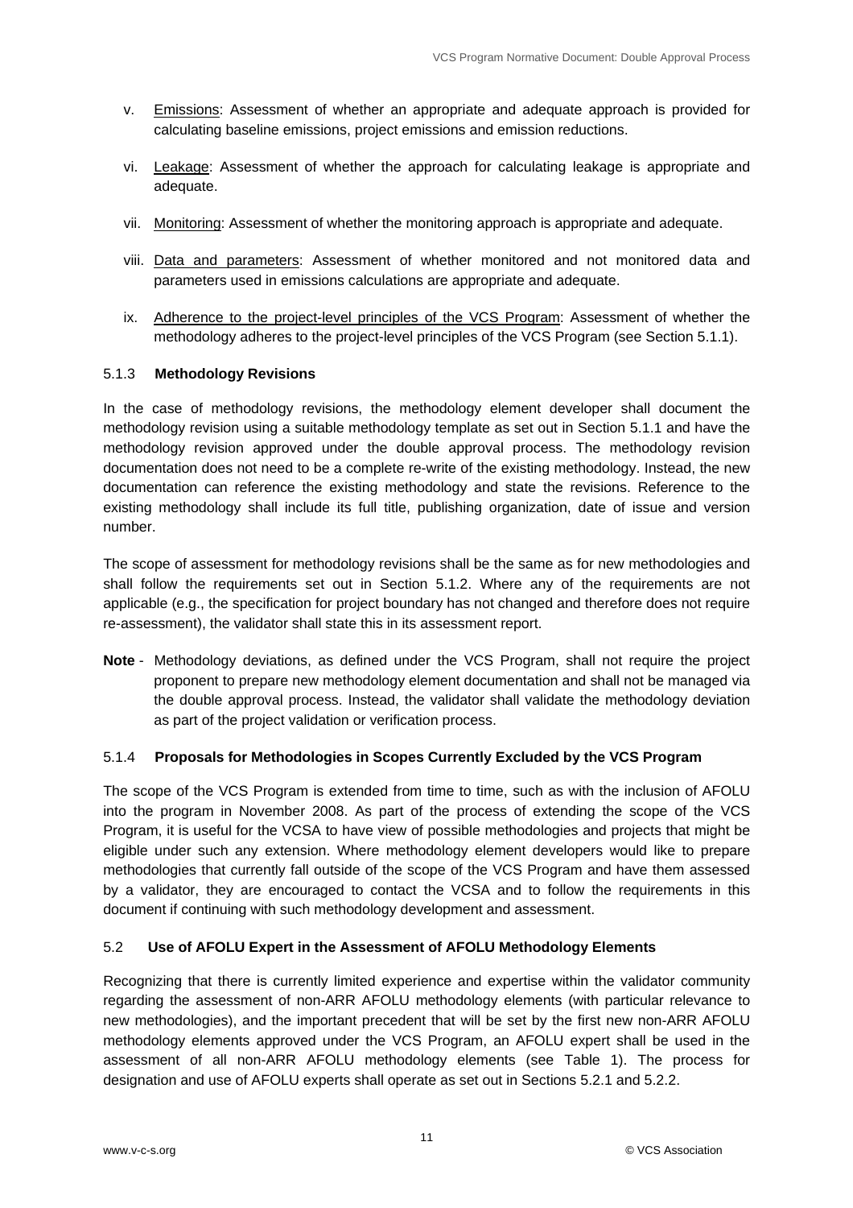v. Emissions: Assessment of whether an appropriate and adequate approach is provided for calculating baseline emissions, project emissions and emission reductions.

vi. Leakage: Assessment of whether the approach for calculating leakage is appropriate and adequate.

vii. Monitoring: Assessment of whether the monitoring approach is appropriate and adequate.

viii. Data and parameters: Assessment of whether monitored and not monitored data and parameters used in emissions calculations are appropriate and adequate.

ix. Adherence to the project-level principles of the VCS Program: Assessment of whether the methodology adheres to the project-level principles of the VCS Program (see Section 5.1.1).

### 5.1.3 Methodology Revisions

In the case of methodology revisions, the methodology element developer shall document the methodology revision using a suitable methodology template as set out in Section 5.1.1 and have the methodology revision approved under the double approval process. The methodology revision documentation does not need to be a complete re-write of the existing methodology. Instead, the new documentation can reference the existing methodology and state the revisions. Reference to the existing methodology shall include its full title, publishing organization, date of issue and version number.

The scope of assessment for methodology revisions shall be the same as for new methodologies and shall follow the requirements set out in Section 5.1.2. Where any of the requirements are not applicable (e.g., the specification for project boundary has not changed and therefore does not require re-assessment), the validator shall state this in its assessment report.

**Note** - Methodology deviations, as defined under the VCS Program, shall not require the project proponent to prepare new methodology element documentation and shall not be managed via the double approval process. Instead, the validator shall validate the methodology deviation as part of the project validation or verification process.

### 5.1.4 Proposals for Methodologies in Scopes Currently Excluded by the VCS Program

The scope of the VCS Program is extended from time to time, such as with the inclusion of AFOLU into the program in November 2008. As part of the process of extending the scope of the VCS Program, it is useful for the VCSA to have view of possible methodologies and projects that might be eligible under such any extension. Where methodology element developers would like to prepare methodologies that currently fall outside of the scope of the VCS Program and have them assessed by a validator, they are encouraged to contact the VCSA and to follow the requirements in this document if continuing with such methodology development and assessment.

## 5.2 Use of AFOLU Expert in the Assessment of AFOLU Methodology Elements

Recognizing that there is currently limited experience and expertise within the validator community regarding the assessment of non-ARR AFOLU methodology elements (with particular relevance to new methodologies), and the important precedent that will be set by the first new non-ARR AFOLU methodology elements approved under the VCS Program, an AFOLU expert shall be used in the assessment of all non-ARR AFOLU methodology elements (see Table 1). The process for designation and use of AFOLU experts shall operate as set out in Sections 5.2.1 and 5.2.2.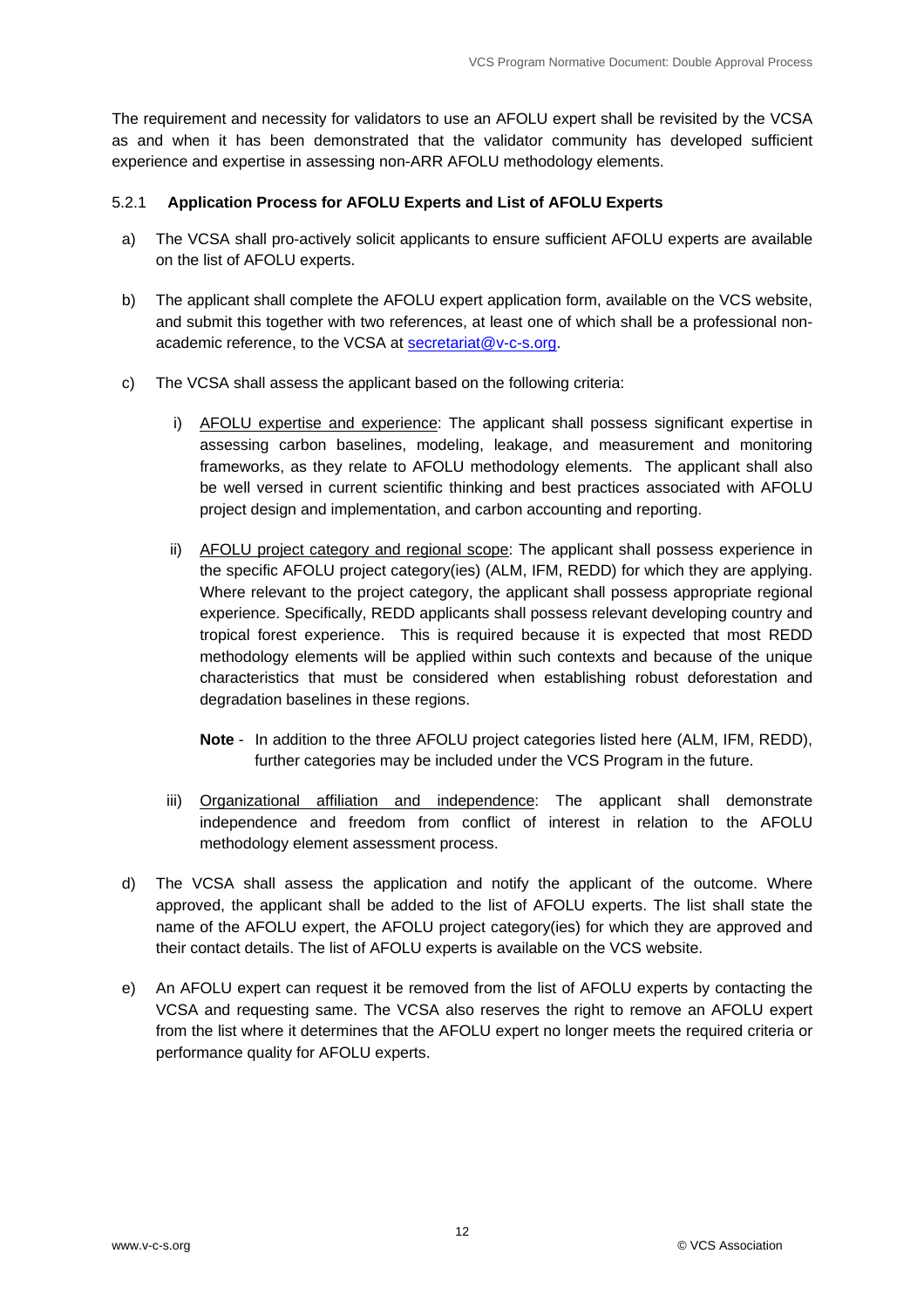The requirement and necessity for validators to use an AFOLU expert shall be revisited by the VCSA as and when it has been demonstrated that the validator community has developed sufficient experience and expertise in assessing non-ARR AFOLU methodology elements.

### 5.2.1 Application Process for AFOLU Experts and List of AFOLU Experts

a) The VCSA shall pro-actively solicit applicants to ensure sufficient AFOLU experts are available on the list of AFOLU experts.

b) The applicant shall complete the AFOLU expert application form, available on the VCS website, and submit this together with two references, at least one of which shall be a professional non-academic reference, to the VCSA at secretariat@v-c-s.org.

c) The VCSA shall assess the applicant based on the following criteria:

   i) AFOLU expertise and experience: The applicant shall possess significant expertise in assessing carbon baselines, modeling, leakage, and measurement and monitoring frameworks, as they relate to AFOLU methodology elements. The applicant shall also be well versed in current scientific thinking and best practices associated with AFOLU project design and implementation, and carbon accounting and reporting.

   ii) AFOLU project category and regional scope: The applicant shall possess experience in the specific AFOLU project category(ies) (ALM, IFM, REDD) for which they are applying. Where relevant to the project category, the applicant shall possess appropriate regional experience. Specifically, REDD applicants shall possess relevant developing country and tropical forest experience. This is required because it is expected that most REDD methodology elements will be applied within such contexts and because of the unique characteristics that must be considered when establishing robust deforestation and degradation baselines in these regions.

   **Note** - In addition to the three AFOLU project categories listed here (ALM, IFM, REDD), further categories may be included under the VCS Program in the future.

   iii) Organizational affiliation and independence: The applicant shall demonstrate independence and freedom from conflict of interest in relation to the AFOLU methodology element assessment process.

d) The VCSA shall assess the application and notify the applicant of the outcome. Where approved, the applicant shall be added to the list of AFOLU experts. The list shall state the name of the AFOLU expert, the AFOLU project category(ies) for which they are approved and their contact details. The list of AFOLU experts is available on the VCS website.

e) An AFOLU expert can request it be removed from the list of AFOLU experts by contacting the VCSA and requesting same. The VCSA also reserves the right to remove an AFOLU expert from the list where it determines that the AFOLU expert no longer meets the required criteria or performance quality for AFOLU experts.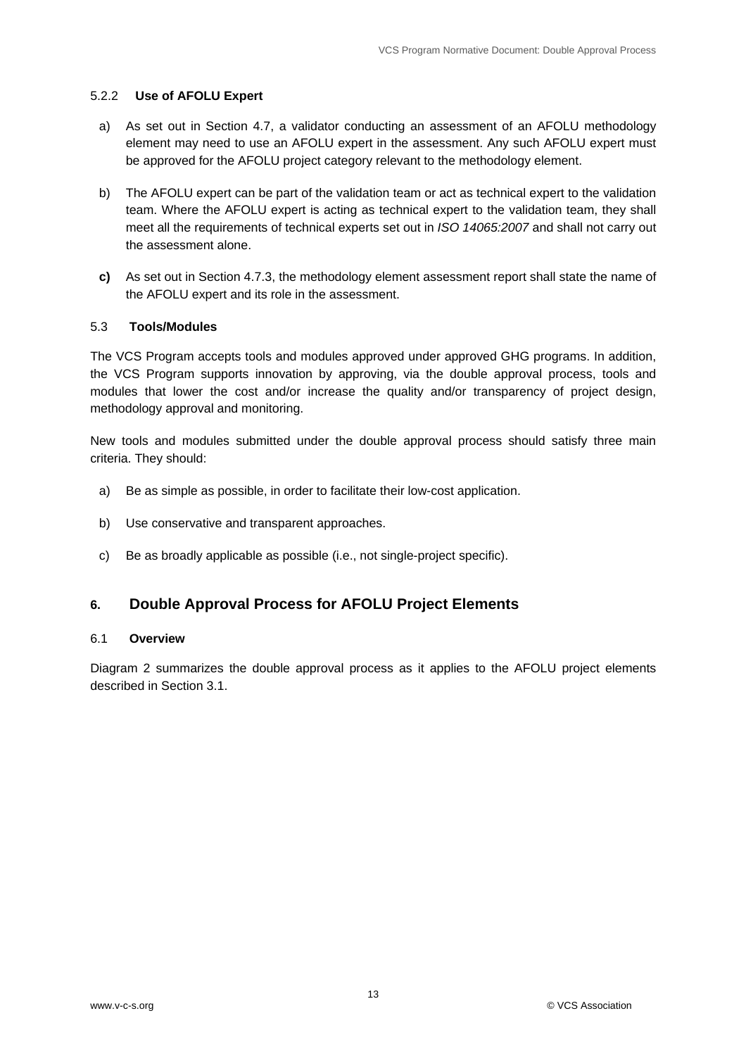#### 5.2.2 Use of AFOLU Expert

a) As set out in Section 4.7, a validator conducting an assessment of an AFOLU methodology element may need to use an AFOLU expert in the assessment. Any such AFOLU expert must be approved for the AFOLU project category relevant to the methodology element.

b) The AFOLU expert can be part of the validation team or act as technical expert to the validation team. Where the AFOLU expert is acting as technical expert to the validation team, they shall meet all the requirements of technical experts set out in *ISO 14065:2007* and shall not carry out the assessment alone.

**c)** As set out in Section 4.7.3, the methodology element assessment report shall state the name of the AFOLU expert and its role in the assessment.

### 5.3 Tools/Modules

The VCS Program accepts tools and modules approved under approved GHG programs. In addition, the VCS Program supports innovation by approving, via the double approval process, tools and modules that lower the cost and/or increase the quality and/or transparency of project design, methodology approval and monitoring.

New tools and modules submitted under the double approval process should satisfy three main criteria. They should:

a) Be as simple as possible, in order to facilitate their low-cost application.

b) Use conservative and transparent approaches.

c) Be as broadly applicable as possible (i.e., not single-project specific).

## 6. Double Approval Process for AFOLU Project Elements

### 6.1 Overview

Diagram 2 summarizes the double approval process as it applies to the AFOLU project elements described in Section 3.1.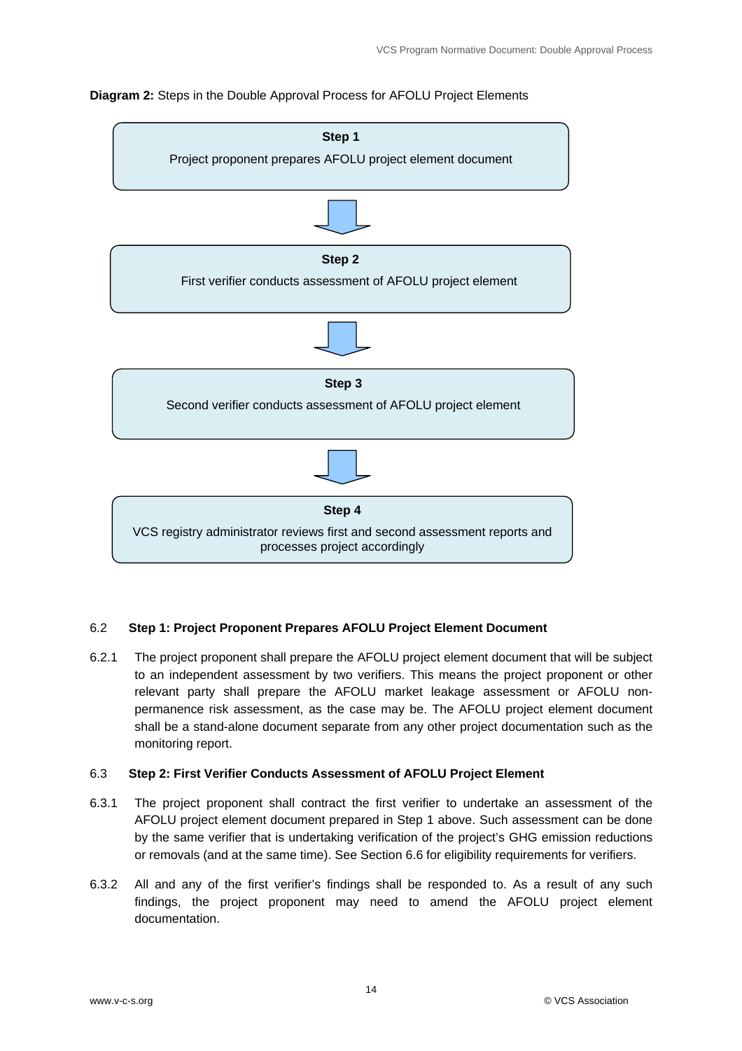**Diagram 2:** Steps in the Double Approval Process for AFOLU Project Elements

**Step 1**

Project proponent prepares AFOLU project element document

↓

**Step 2**

First verifier conducts assessment of AFOLU project element

↓

**Step 3**

Second verifier conducts assessment of AFOLU project element

↓

**Step 4**

VCS registry administrator reviews first and second assessment reports and processes project accordingly

### 6.2 Step 1: Project Proponent Prepares AFOLU Project Element Document

6.2.1 The project proponent shall prepare the AFOLU project element document that will be subject to an independent assessment by two verifiers. This means the project proponent or other relevant party shall prepare the AFOLU market leakage assessment or AFOLU non-permanence risk assessment, as the case may be. The AFOLU project element document shall be a stand-alone document separate from any other project documentation such as the monitoring report.

### 6.3 Step 2: First Verifier Conducts Assessment of AFOLU Project Element

6.3.1 The project proponent shall contract the first verifier to undertake an assessment of the AFOLU project element document prepared in Step 1 above. Such assessment can be done by the same verifier that is undertaking verification of the project's GHG emission reductions or removals (and at the same time). See Section 6.6 for eligibility requirements for verifiers.

6.3.2 All and any of the first verifier's findings shall be responded to. As a result of any such findings, the project proponent may need to amend the AFOLU project element documentation.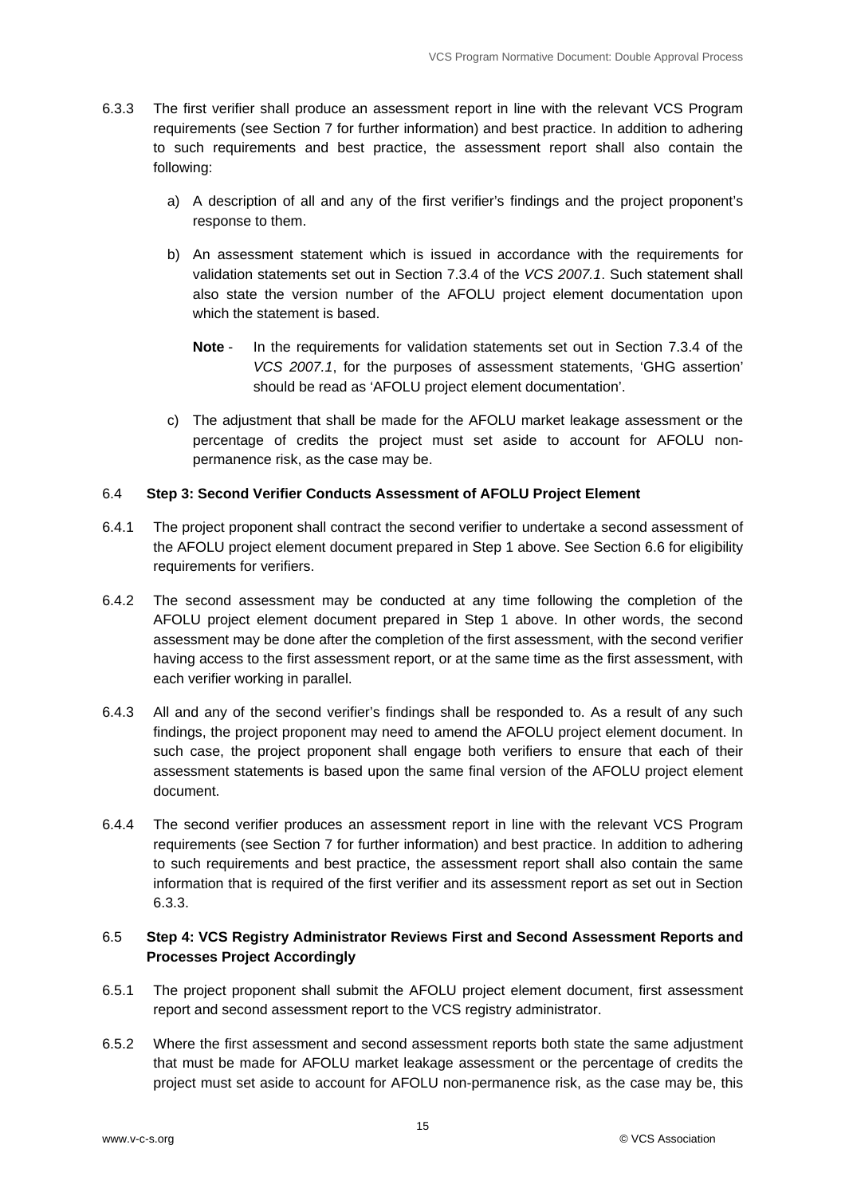6.3.3 The first verifier shall produce an assessment report in line with the relevant VCS Program requirements (see Section 7 for further information) and best practice. In addition to adhering to such requirements and best practice, the assessment report shall also contain the following:

a) A description of all and any of the first verifier's findings and the project proponent's response to them.

b) An assessment statement which is issued in accordance with the requirements for validation statements set out in Section 7.3.4 of the *VCS 2007.1*. Such statement shall also state the version number of the AFOLU project element documentation upon which the statement is based.

   **Note** - In the requirements for validation statements set out in Section 7.3.4 of the *VCS 2007.1*, for the purposes of assessment statements, 'GHG assertion' should be read as 'AFOLU project element documentation'.

c) The adjustment that shall be made for the AFOLU market leakage assessment or the percentage of credits the project must set aside to account for AFOLU non-permanence risk, as the case may be.

### 6.4 Step 3: Second Verifier Conducts Assessment of AFOLU Project Element

6.4.1 The project proponent shall contract the second verifier to undertake a second assessment of the AFOLU project element document prepared in Step 1 above. See Section 6.6 for eligibility requirements for verifiers.

6.4.2 The second assessment may be conducted at any time following the completion of the AFOLU project element document prepared in Step 1 above. In other words, the second assessment may be done after the completion of the first assessment, with the second verifier having access to the first assessment report, or at the same time as the first assessment, with each verifier working in parallel.

6.4.3 All and any of the second verifier's findings shall be responded to. As a result of any such findings, the project proponent may need to amend the AFOLU project element document. In such case, the project proponent shall engage both verifiers to ensure that each of their assessment statements is based upon the same final version of the AFOLU project element document.

6.4.4 The second verifier produces an assessment report in line with the relevant VCS Program requirements (see Section 7 for further information) and best practice. In addition to adhering to such requirements and best practice, the assessment report shall also contain the same information that is required of the first verifier and its assessment report as set out in Section 6.3.3.

### 6.5 Step 4: VCS Registry Administrator Reviews First and Second Assessment Reports and Processes Project Accordingly

6.5.1 The project proponent shall submit the AFOLU project element document, first assessment report and second assessment report to the VCS registry administrator.

6.5.2 Where the first assessment and second assessment reports both state the same adjustment that must be made for AFOLU market leakage assessment or the percentage of credits the project must set aside to account for AFOLU non-permanence risk, as the case may be, this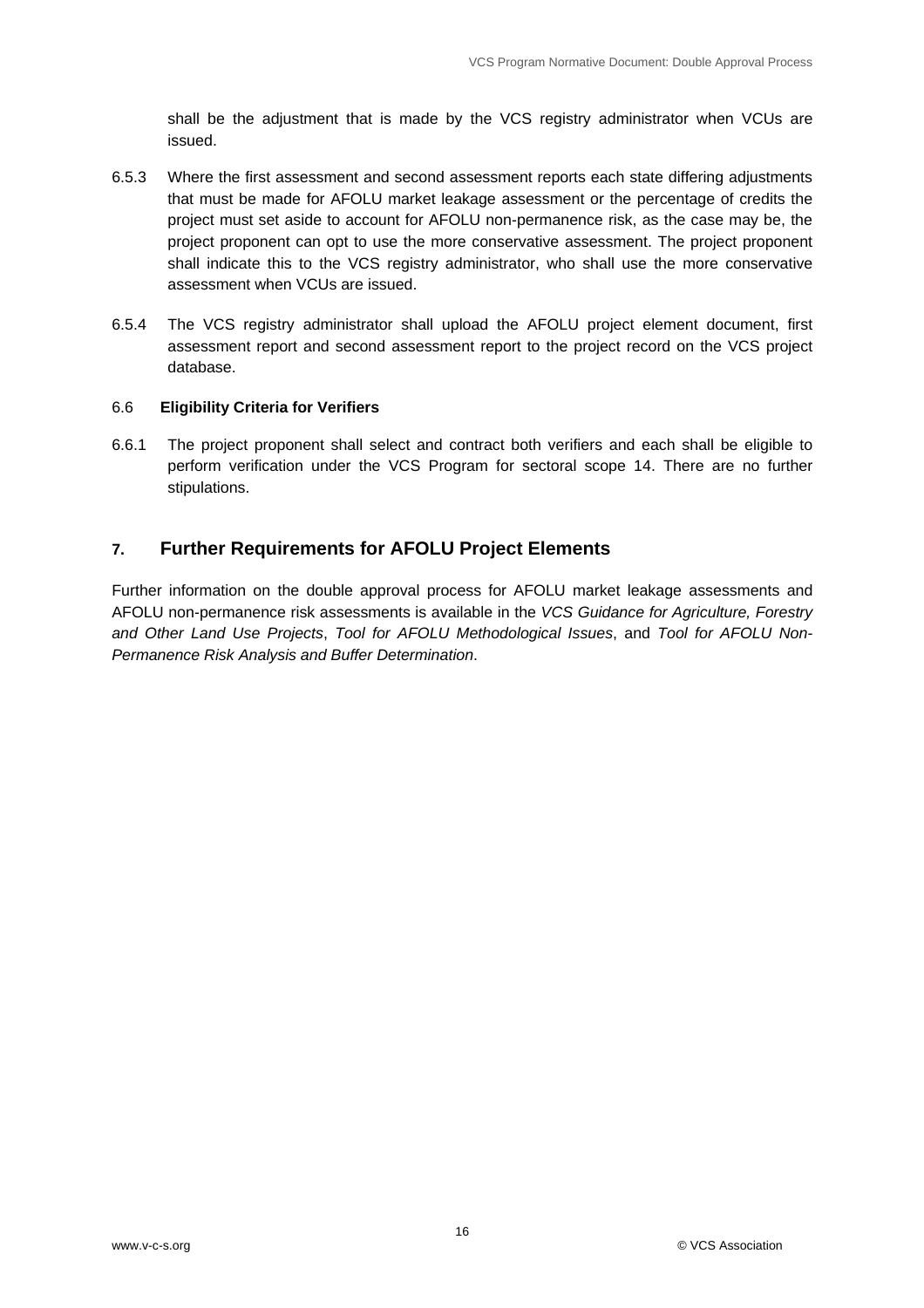shall be the adjustment that is made by the VCS registry administrator when VCUs are issued.

6.5.3 Where the first assessment and second assessment reports each state differing adjustments that must be made for AFOLU market leakage assessment or the percentage of credits the project must set aside to account for AFOLU non-permanence risk, as the case may be, the project proponent can opt to use the more conservative assessment. The project proponent shall indicate this to the VCS registry administrator, who shall use the more conservative assessment when VCUs are issued.

6.5.4 The VCS registry administrator shall upload the AFOLU project element document, first assessment report and second assessment report to the project record on the VCS project database.

### 6.6 Eligibility Criteria for Verifiers

6.6.1 The project proponent shall select and contract both verifiers and each shall be eligible to perform verification under the VCS Program for sectoral scope 14. There are no further stipulations.

## 7. Further Requirements for AFOLU Project Elements

Further information on the double approval process for AFOLU market leakage assessments and AFOLU non-permanence risk assessments is available in the *VCS Guidance for Agriculture, Forestry and Other Land Use Projects*, *Tool for AFOLU Methodological Issues*, and *Tool for AFOLU Non-Permanence Risk Analysis and Buffer Determination*.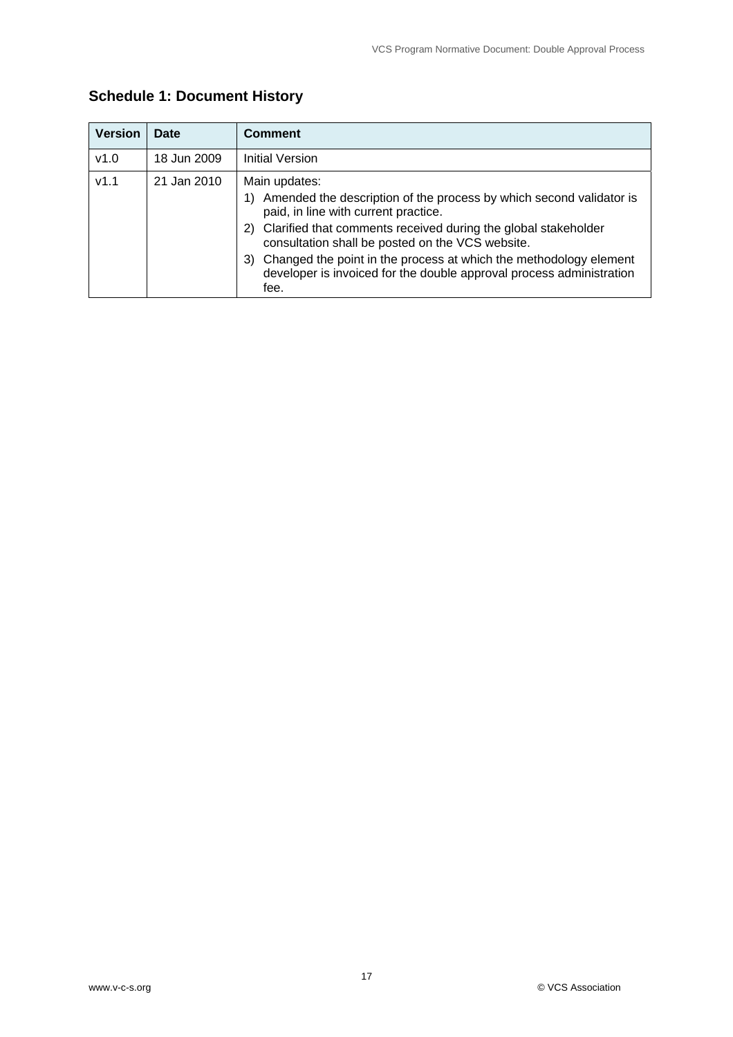## Schedule 1: Document History

| Version | Date | Comment |
|---|---|---|
| v1.0 | 18 Jun 2009 | Initial Version |
| v1.1 | 21 Jan 2010 | Main updates:<br>1) Amended the description of the process by which second validator is paid, in line with current practice.<br>2) Clarified that comments received during the global stakeholder consultation shall be posted on the VCS website.<br>3) Changed the point in the process at which the methodology element developer is invoiced for the double approval process administration fee. |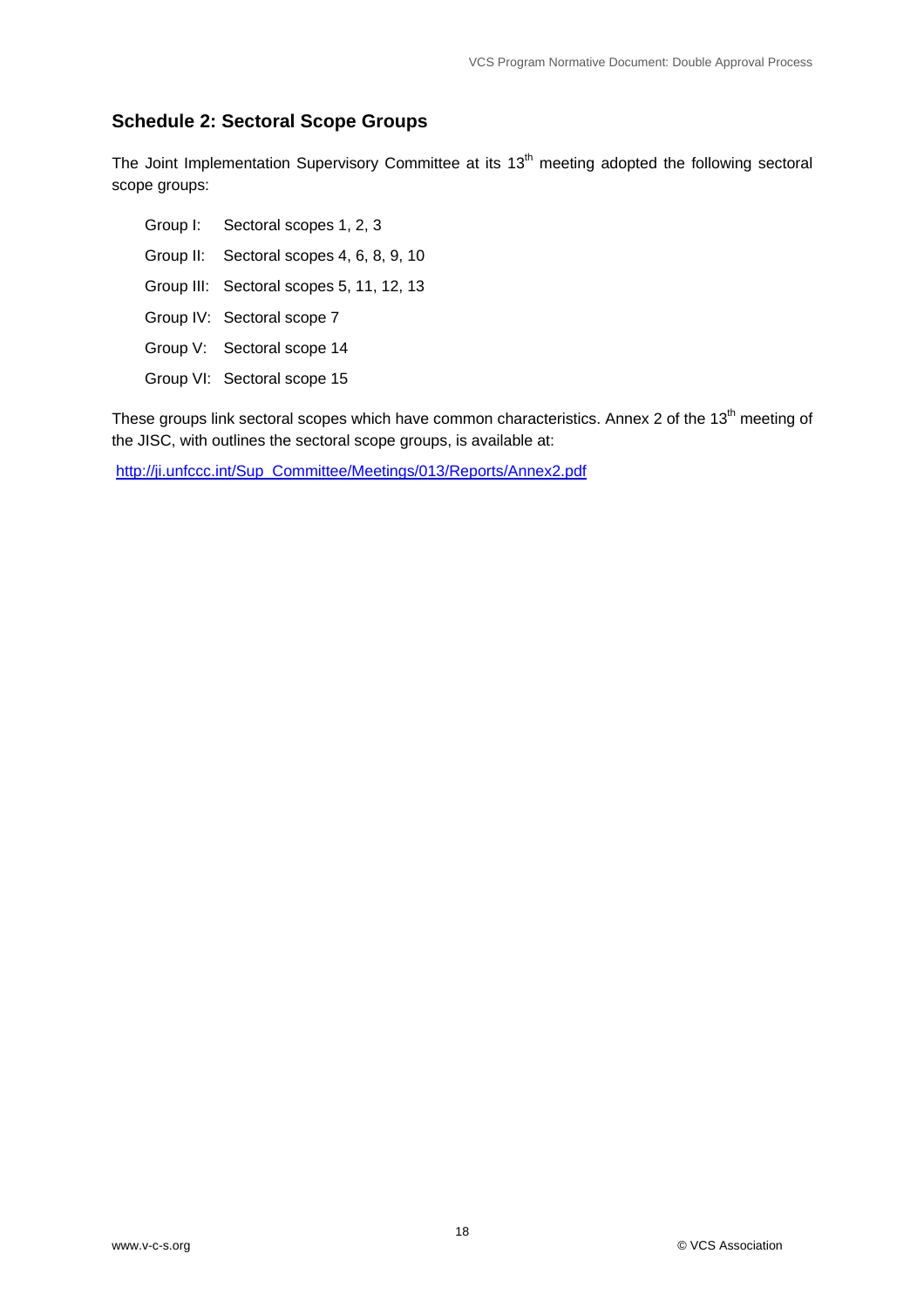## Schedule 2: Sectoral Scope Groups

The Joint Implementation Supervisory Committee at its 13th meeting adopted the following sectoral scope groups:

Group I: Sectoral scopes 1, 2, 3

Group II: Sectoral scopes 4, 6, 8, 9, 10

Group III: Sectoral scopes 5, 11, 12, 13

Group IV: Sectoral scope 7

Group V: Sectoral scope 14

Group VI: Sectoral scope 15

These groups link sectoral scopes which have common characteristics. Annex 2 of the 13th meeting of the JISC, with outlines the sectoral scope groups, is available at:

http://ji.unfccc.int/Sup_Committee/Meetings/013/Reports/Annex2.pdf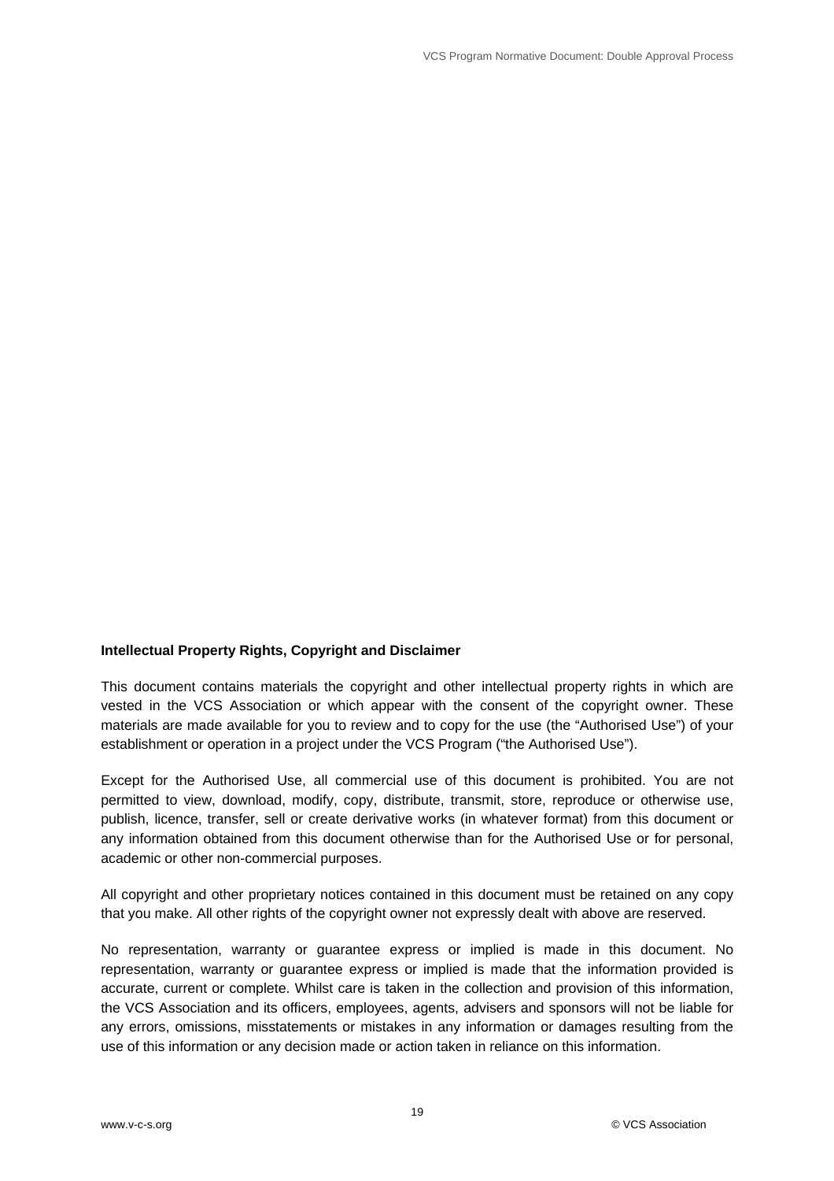**Intellectual Property Rights, Copyright and Disclaimer**

This document contains materials the copyright and other intellectual property rights in which are vested in the VCS Association or which appear with the consent of the copyright owner. These materials are made available for you to review and to copy for the use (the “Authorised Use”) of your establishment or operation in a project under the VCS Program (“the Authorised Use”).

Except for the Authorised Use, all commercial use of this document is prohibited. You are not permitted to view, download, modify, copy, distribute, transmit, store, reproduce or otherwise use, publish, licence, transfer, sell or create derivative works (in whatever format) from this document or any information obtained from this document otherwise than for the Authorised Use or for personal, academic or other non-commercial purposes.

All copyright and other proprietary notices contained in this document must be retained on any copy that you make. All other rights of the copyright owner not expressly dealt with above are reserved.

No representation, warranty or guarantee express or implied is made in this document. No representation, warranty or guarantee express or implied is made that the information provided is accurate, current or complete. Whilst care is taken in the collection and provision of this information, the VCS Association and its officers, employees, agents, advisers and sponsors will not be liable for any errors, omissions, misstatements or mistakes in any information or damages resulting from the use of this information or any decision made or action taken in reliance on this information.